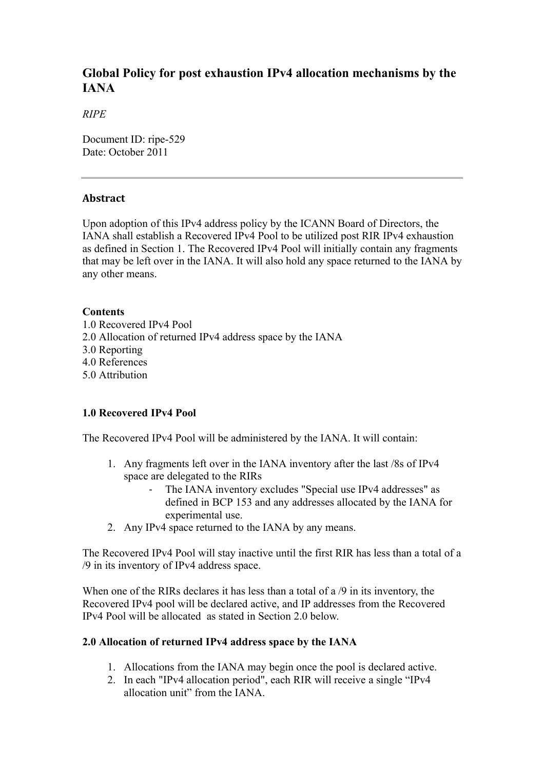# Global Policy for post exhaustion IPv4 allocation mechanisms by the IANA

*RIPE*

Document ID: ripe-529
Date: October 2011

---

## Abstract

Upon adoption of this IPv4 address policy by the ICANN Board of Directors, the IANA shall establish a Recovered IPv4 Pool to be utilized post RIR IPv4 exhaustion as defined in Section 1. The Recovered IPv4 Pool will initially contain any fragments that may be left over in the IANA. It will also hold any space returned to the IANA by any other means.

**Contents**
1.0 Recovered IPv4 Pool
2.0 Allocation of returned IPv4 address space by the IANA
3.0 Reporting
4.0 References
5.0 Attribution

### 1.0 Recovered IPv4 Pool

The Recovered IPv4 Pool will be administered by the IANA. It will contain:

1. Any fragments left over in the IANA inventory after the last /8s of IPv4 space are delegated to the RIRs
   - The IANA inventory excludes "Special use IPv4 addresses" as defined in BCP 153 and any addresses allocated by the IANA for experimental use.
2. Any IPv4 space returned to the IANA by any means.

The Recovered IPv4 Pool will stay inactive until the first RIR has less than a total of a /9 in its inventory of IPv4 address space.

When one of the RIRs declares it has less than a total of a /9 in its inventory, the Recovered IPv4 pool will be declared active, and IP addresses from the Recovered IPv4 Pool will be allocated as stated in Section 2.0 below.

### 2.0 Allocation of returned IPv4 address space by the IANA

1. Allocations from the IANA may begin once the pool is declared active.
2. In each "IPv4 allocation period", each RIR will receive a single “IPv4 allocation unit” from the IANA.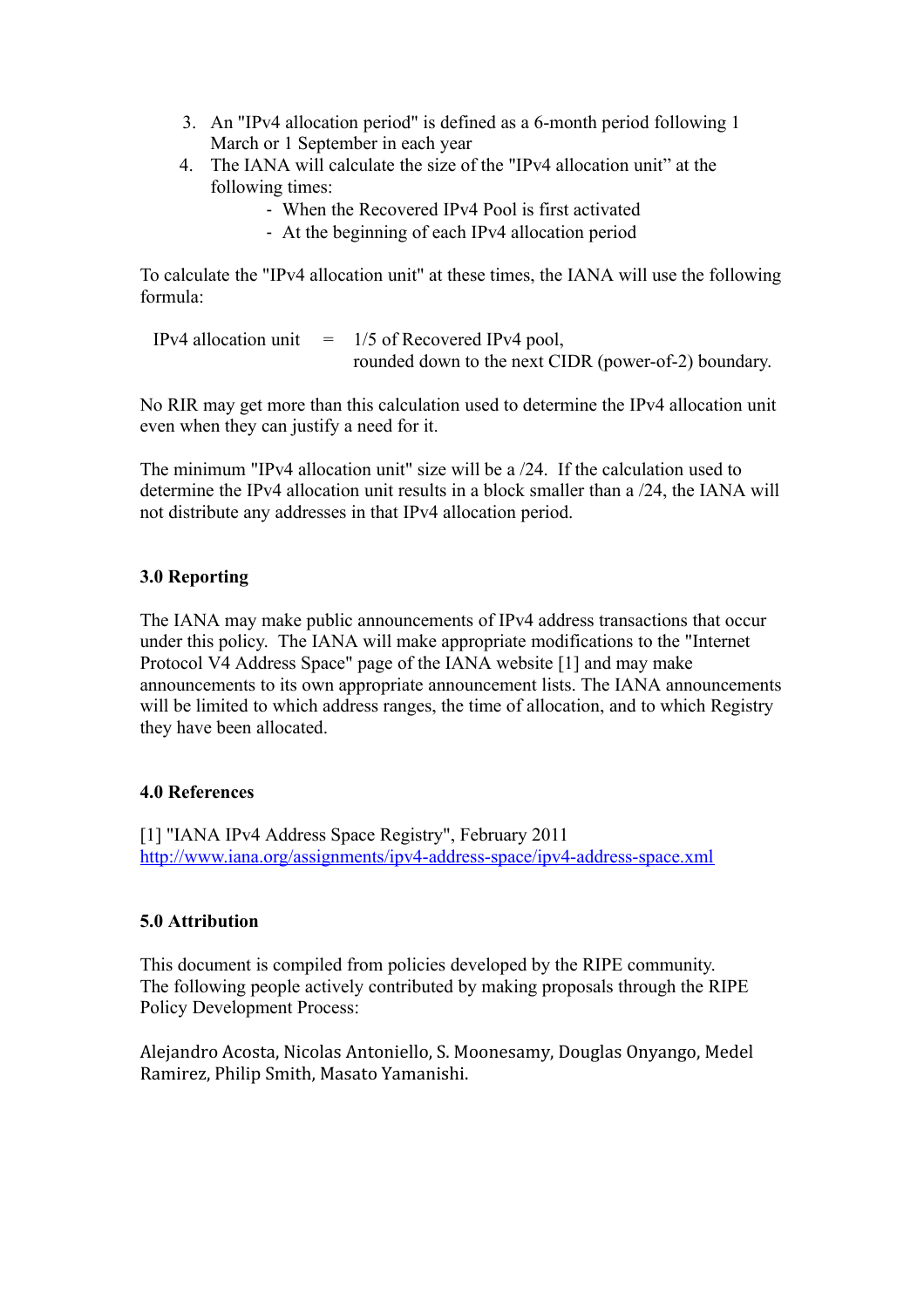3. An "IPv4 allocation period" is defined as a 6-month period following 1 March or 1 September in each year
4. The IANA will calculate the size of the "IPv4 allocation unit" at the following times:
   - When the Recovered IPv4 Pool is first activated
   - At the beginning of each IPv4 allocation period

To calculate the "IPv4 allocation unit" at these times, the IANA will use the following formula:

IPv4 allocation unit = 1/5 of Recovered IPv4 pool, rounded down to the next CIDR (power-of-2) boundary.

No RIR may get more than this calculation used to determine the IPv4 allocation unit even when they can justify a need for it.

The minimum "IPv4 allocation unit" size will be a /24. If the calculation used to determine the IPv4 allocation unit results in a block smaller than a /24, the IANA will not distribute any addresses in that IPv4 allocation period.

### 3.0 Reporting

The IANA may make public announcements of IPv4 address transactions that occur under this policy. The IANA will make appropriate modifications to the "Internet Protocol V4 Address Space" page of the IANA website [1] and may make announcements to its own appropriate announcement lists. The IANA announcements will be limited to which address ranges, the time of allocation, and to which Registry they have been allocated.

### 4.0 References

[1] "IANA IPv4 Address Space Registry", February 2011
http://www.iana.org/assignments/ipv4-address-space/ipv4-address-space.xml

### 5.0 Attribution

This document is compiled from policies developed by the RIPE community.
The following people actively contributed by making proposals through the RIPE Policy Development Process:

Alejandro Acosta, Nicolas Antoniello, S. Moonesamy, Douglas Onyango, Medel Ramirez, Philip Smith, Masato Yamanishi.